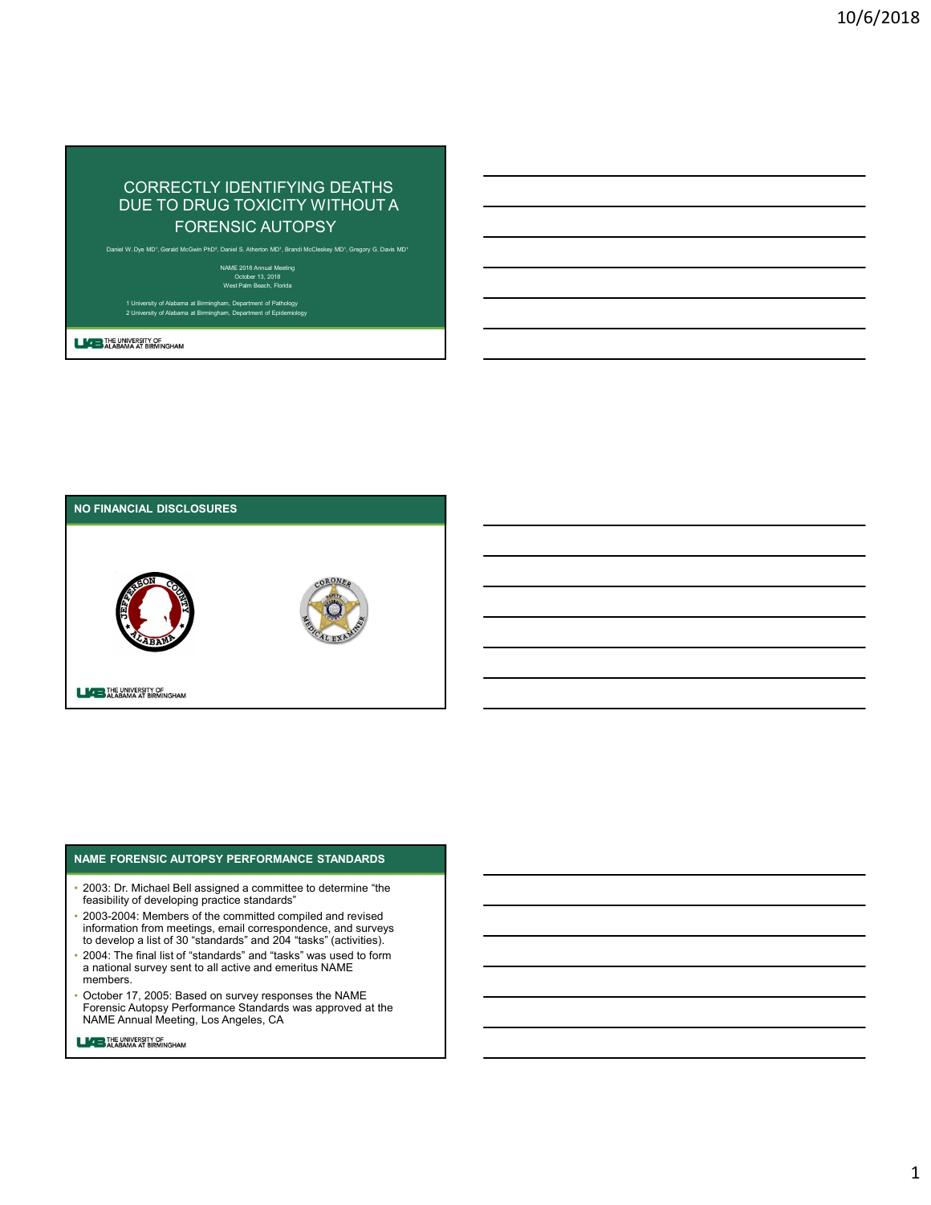# CORRECTLY IDENTIFYING DEATHS DUE TO DRUG TOXICITY WITHOUT A FORENSIC AUTOPSY

Daniel W. Dye MD[1], Gerald McGwin PhD[2], Daniel S. Atherton MD[1], Brandi McCleskey MD[1], Gregory G. Davis MD[1]

NAME 2018 Annual Meeting
October 13, 2018
West Palm Beach, Florida

1 University of Alabama at Birmingham, Department of Pathology
2 University of Alabama at Birmingham, Department of Epidemiology

THE UNIVERSITY OF ALABAMA AT BIRMINGHAM

## NO FINANCIAL DISCLOSURES

THE UNIVERSITY OF ALABAMA AT BIRMINGHAM

## NAME FORENSIC AUTOPSY PERFORMANCE STANDARDS

- 2003: Dr. Michael Bell assigned a committee to determine "the feasibility of developing practice standards"
- 2003-2004: Members of the committed compiled and revised information from meetings, email correspondence, and surveys to develop a list of 30 "standards" and 204 "tasks" (activities).
- 2004: The final list of "standards" and "tasks" was used to form a national survey sent to all active and emeritus NAME members.
- October 17, 2005: Based on survey responses the NAME Forensic Autopsy Performance Standards was approved at the NAME Annual Meeting, Los Angeles, CA

THE UNIVERSITY OF ALABAMA AT BIRMINGHAM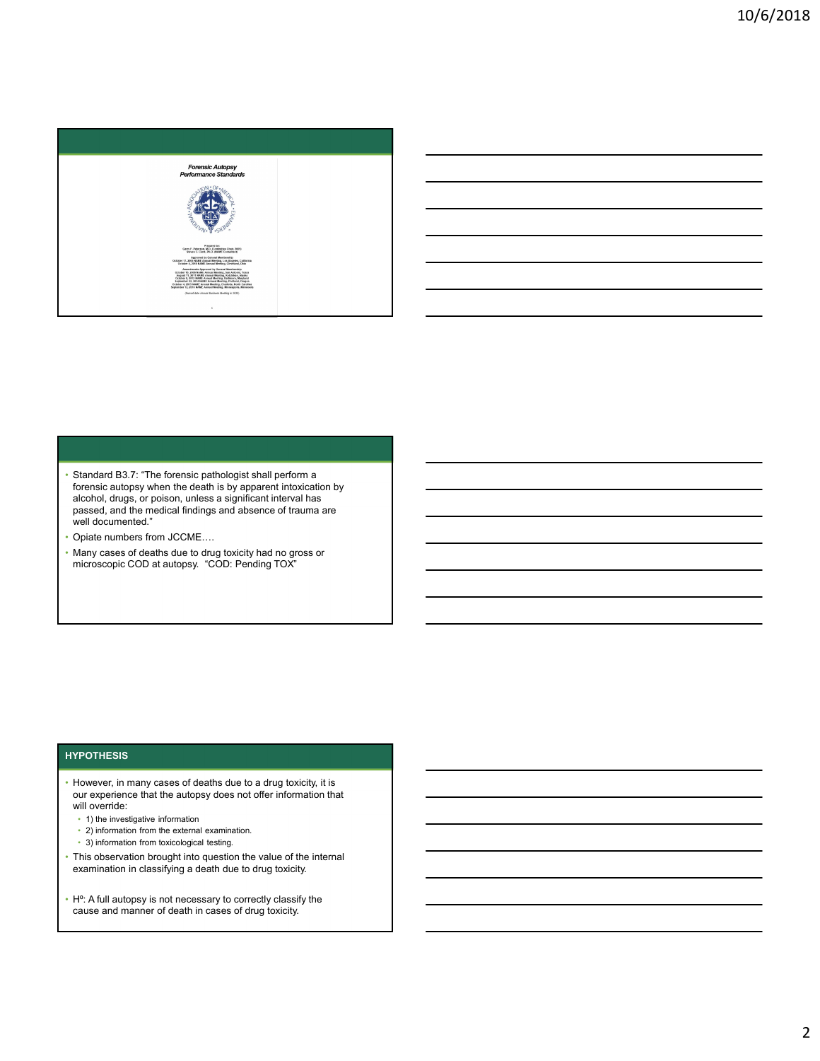Forensic Autopsy Performance Standards

- Standard B3.7: "The forensic pathologist shall perform a forensic autopsy when the death is by apparent intoxication by alcohol, drugs, or poison, unless a significant interval has passed, and the medical findings and absence of trauma are well documented."
- Opiate numbers from JCCME….
- Many cases of deaths due to drug toxicity had no gross or microscopic COD at autopsy. "COD: Pending TOX"

## HYPOTHESIS

- However, in many cases of deaths due to a drug toxicity, it is our experience that the autopsy does not offer information that will override:
  - 1) the investigative information
  - 2) information from the external examination.
  - 3) information from toxicological testing.
- This observation brought into question the value of the internal examination in classifying a death due to drug toxicity.
- H$^{o}$: A full autopsy is not necessary to correctly classify the cause and manner of death in cases of drug toxicity.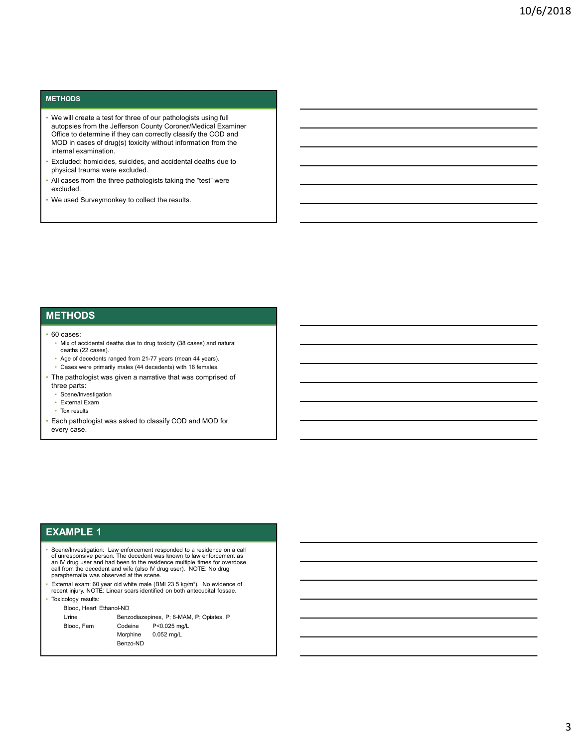## METHODS

- We will create a test for three of our pathologists using full autopsies from the Jefferson County Coroner/Medical Examiner Office to determine if they can correctly classify the COD and MOD in cases of drug(s) toxicity without information from the internal examination.
- Excluded: homicides, suicides, and accidental deaths due to physical trauma were excluded.
- All cases from the three pathologists taking the "test" were excluded.
- We used Surveymonkey to collect the results.

## METHODS

- 60 cases:
  - Mix of accidental deaths due to drug toxicity (38 cases) and natural deaths (22 cases).
  - Age of decedents ranged from 21-77 years (mean 44 years).
  - Cases were primarily males (44 decedents) with 16 females.
- The pathologist was given a narrative that was comprised of three parts:
  - Scene/Investigation
  - External Exam
  - Tox results
- Each pathologist was asked to classify COD and MOD for every case.

## EXAMPLE 1

- Scene/Investigation: Law enforcement responded to a residence on a call of unresponsive person. The decedent was known to law enforcement as an IV drug user and had been to the residence multiple times for overdose call from the decedent and wife (also IV drug user). NOTE: No drug paraphernalia was observed at the scene.
- External exam: 60 year old white male (BMI 23.5 kg/m²). No evidence of recent injury. NOTE: Linear scars identified on both antecubital fossae.
- Toxicology results:

| | | |
|---|---|---|
| Blood, Heart | Ethanol-ND | |
| Urine | Benzodiazepines, P; 6-MAM, P; Opiates, P | |
| Blood, Fem | Codeine | P<0.025 mg/L |
| | Morphine | 0.052 mg/L |
| | Benzo-ND | |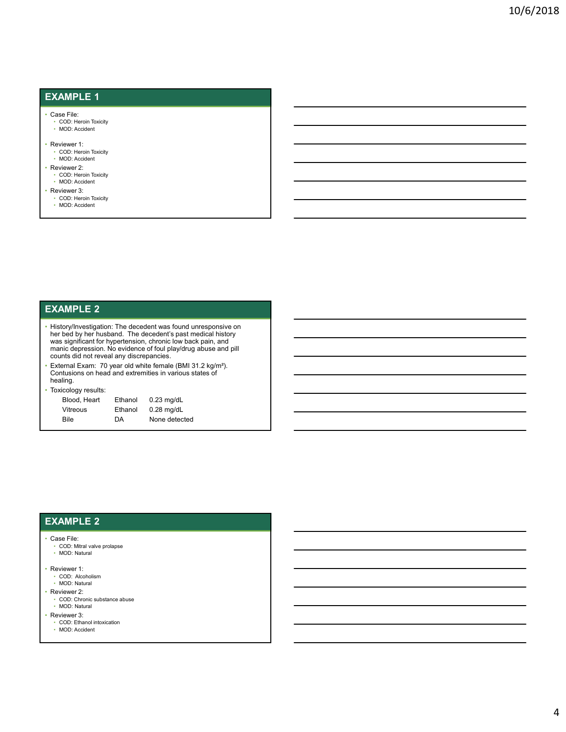## EXAMPLE 1

- Case File:
  - COD: Heroin Toxicity
  - MOD: Accident
- Reviewer 1:
  - COD: Heroin Toxicity
  - MOD: Accident
- Reviewer 2:
  - COD: Heroin Toxicity
  - MOD: Accident
- Reviewer 3:
  - COD: Heroin Toxicity
  - MOD: Accident

## EXAMPLE 2

- History/Investigation: The decedent was found unresponsive on her bed by her husband. The decedent's past medical history was significant for hypertension, chronic low back pain, and manic depression. No evidence of foul play/drug abuse and pill counts did not reveal any discrepancies.
- External Exam: 70 year old white female (BMI 31.2 kg/m²). Contusions on head and extremities in various states of healing.
- Toxicology results:

| | | |
|---|---|---|
| Blood, Heart | Ethanol | 0.23 mg/dL |
| Vitreous | Ethanol | 0.28 mg/dL |
| Bile | DA | None detected |

## EXAMPLE 2

- Case File:
  - COD: Mitral valve prolapse
  - MOD: Natural
- Reviewer 1:
  - COD: Alcoholism
  - MOD: Natural
- Reviewer 2:
  - COD: Chronic substance abuse
  - MOD: Natural
- Reviewer 3:
  - COD: Ethanol intoxication
  - MOD: Accident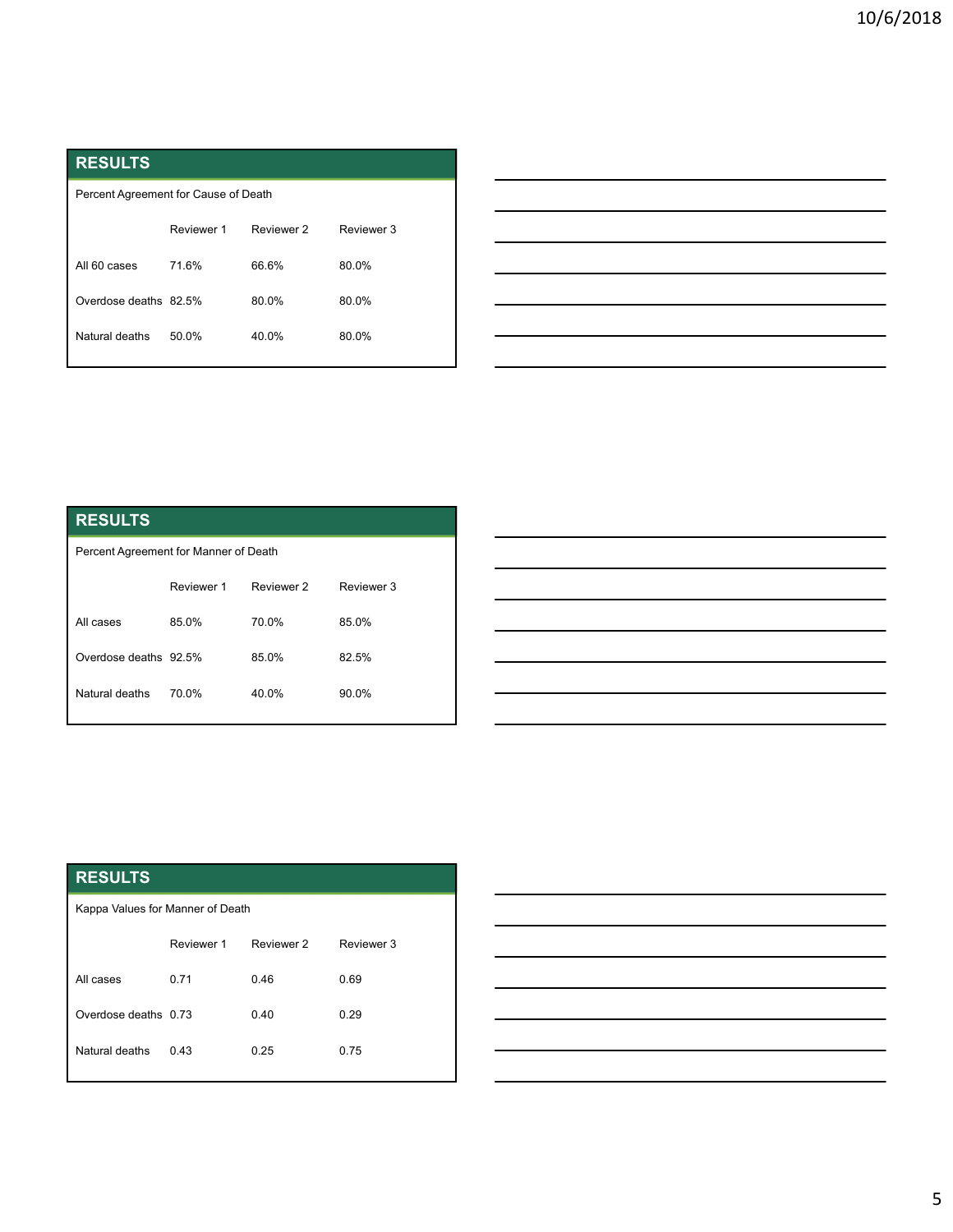## RESULTS

Percent Agreement for Cause of Death

| | Reviewer 1 | Reviewer 2 | Reviewer 3 |
|---|---|---|---|
| All 60 cases | 71.6% | 66.6% | 80.0% |
| Overdose deaths | 82.5% | 80.0% | 80.0% |
| Natural deaths | 50.0% | 40.0% | 80.0% |

## RESULTS

Percent Agreement for Manner of Death

| | Reviewer 1 | Reviewer 2 | Reviewer 3 |
|---|---|---|---|
| All cases | 85.0% | 70.0% | 85.0% |
| Overdose deaths | 92.5% | 85.0% | 82.5% |
| Natural deaths | 70.0% | 40.0% | 90.0% |

## RESULTS

Kappa Values for Manner of Death

| | Reviewer 1 | Reviewer 2 | Reviewer 3 |
|---|---|---|---|
| All cases | 0.71 | 0.46 | 0.69 |
| Overdose deaths | 0.73 | 0.40 | 0.29 |
| Natural deaths | 0.43 | 0.25 | 0.75 |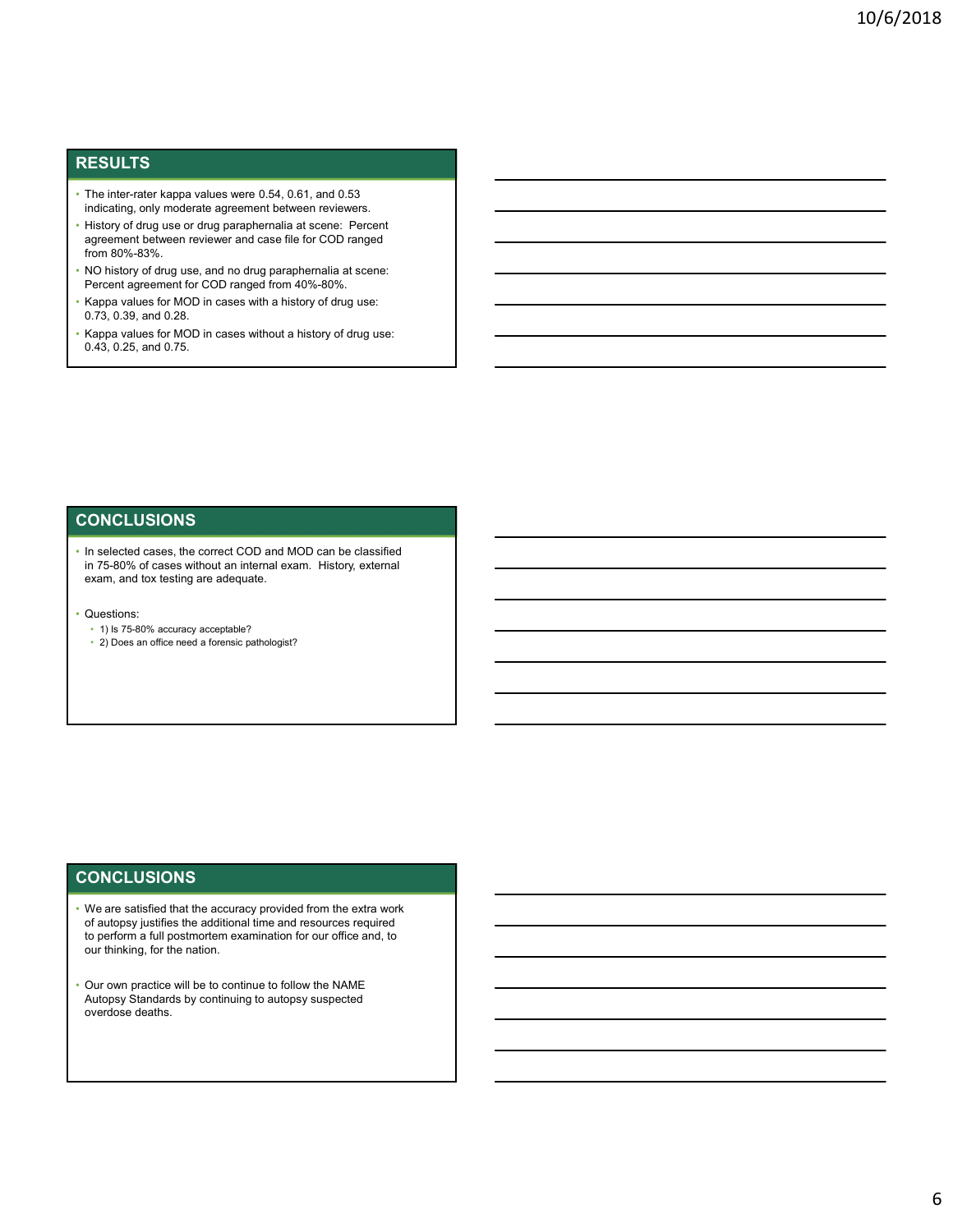## RESULTS

- The inter-rater kappa values were 0.54, 0.61, and 0.53 indicating, only moderate agreement between reviewers.
- History of drug use or drug paraphernalia at scene: Percent agreement between reviewer and case file for COD ranged from 80%-83%.
- NO history of drug use, and no drug paraphernalia at scene: Percent agreement for COD ranged from 40%-80%.
- Kappa values for MOD in cases with a history of drug use: 0.73, 0.39, and 0.28.
- Kappa values for MOD in cases without a history of drug use: 0.43, 0.25, and 0.75.

## CONCLUSIONS

- In selected cases, the correct COD and MOD can be classified in 75-80% of cases without an internal exam. History, external exam, and tox testing are adequate.
- Questions:
  - 1) Is 75-80% accuracy acceptable?
  - 2) Does an office need a forensic pathologist?

## CONCLUSIONS

- We are satisfied that the accuracy provided from the extra work of autopsy justifies the additional time and resources required to perform a full postmortem examination for our office and, to our thinking, for the nation.
- Our own practice will be to continue to follow the NAME Autopsy Standards by continuing to autopsy suspected overdose deaths.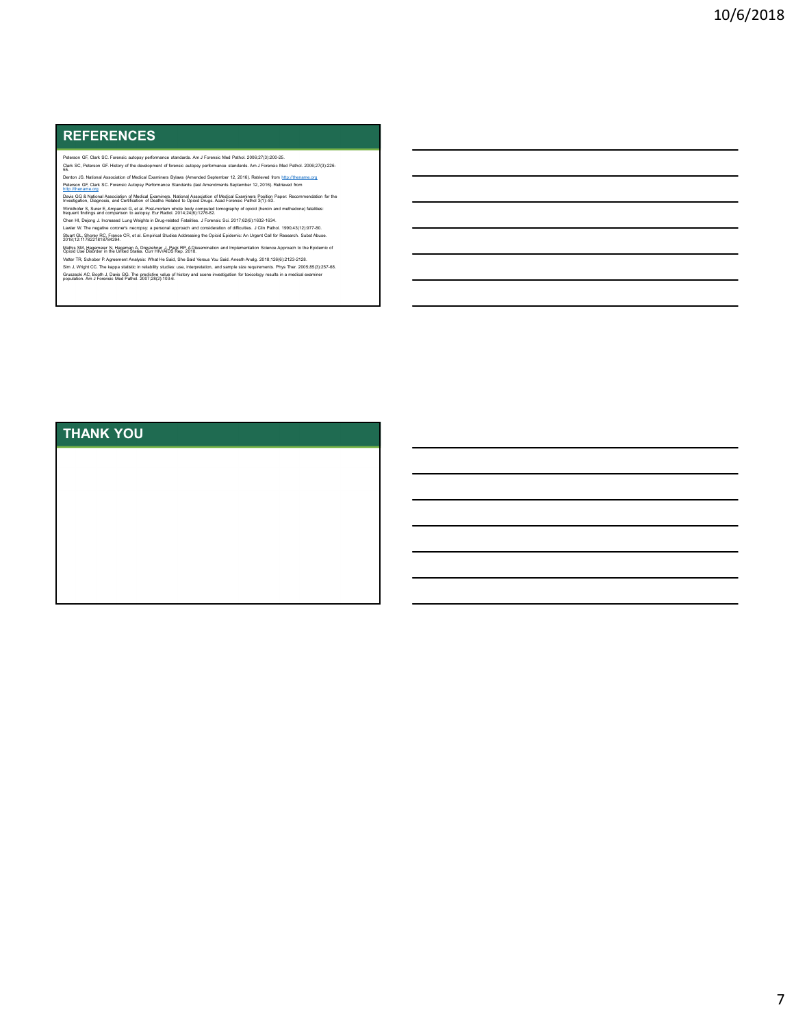## REFERENCES

Peterson GF, Clark SC. Forensic autopsy performance standards. Am J Forensic Med Pathol. 2006;27(3):200-25.

Clark SC, Peterson GF. History of the development of forensic autopsy performance standards. Am J Forensic Med Pathol. 2006;27(3):226-55.

Denton JS. National Association of Medical Examiners Bylaws (Amended September 12, 2016). Retrieved from http://thename.org

Peterson GF, Clark SC. Forensic Autopsy Performance Standards (last Amendments September 12, 2016). Retrieved from http://thename.org

Davis GG & National Association of Medical Examiners. National Association of Medical Examiners Position Paper: Recommendation for the Investigation, Diagnosis, and Certification of Deaths Related to Opioid Drugs. Acad Forensic Pathol 3(1):-83.

Winklhofer S, Surer E, Ampanozi G, et al. Post-mortem whole body computed tomography of opioid (heroin and methadone) fatalities: frequent findings and comparison to autopsy. Eur Radiol. 2014;24(6):1276-82.

Chen HI, Dejong J. Increased Lung Weights in Drug-related Fatalities. J Forensic Sci. 2017;62(6):1632-1634.

Lawler W. The negative coroner's necropsy: a personal approach and consideration of difficulties. J Clin Pathol. 1990;43(12):977-80.

Stuart GL, Shorey RC, France CR, et al. Empirical Studies Addressing the Opioid Epidemic: An Urgent Call for Research. Subst Abuse. 2018;12:1178221818784294.

Mathis SM, Hagemeier N, Hagaman A, Dreyzehner J, Pack RP. A Dissemination and Implementation Science Approach to the Epidemic of Opioid Use Disorder in the United States. Curr HIV/AIDS Rep. 2018.

Vetter TR, Schober P. Agreement Analysis: What He Said, She Said Versus You Said. Anesth Analg. 2018;126(6):2123-2128.

Sim J, Wright CC. The kappa statistic in reliability studies: use, interpretation, and sample size requirements. Phys Ther. 2005;85(3):257-68.

Gruszecki AC, Booth J, Davis GG. The predictive value of history and scene investigation for toxicology results in a medical examiner population. Am J Forensic Med Pathol. 2007;28(2):103-6.

## THANK YOU